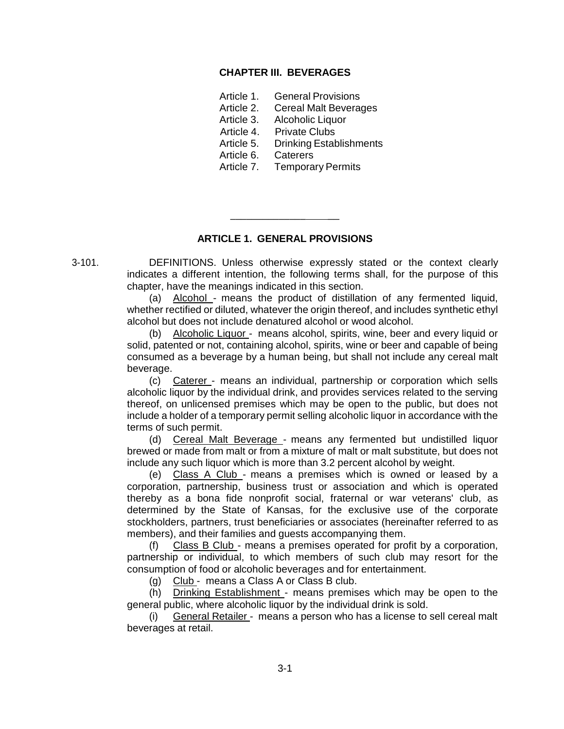# CHAPTER III. BEVERAGES

Article 1. General Provisions
Article 2. Cereal Malt Beverages
Article 3. Alcoholic Liquor
Article 4. Private Clubs
Article 5. Drinking Establishments
Article 6. Caterers
Article 7. Temporary Permits

---

## ARTICLE 1. GENERAL PROVISIONS

3-101. DEFINITIONS. Unless otherwise expressly stated or the context clearly indicates a different intention, the following terms shall, for the purpose of this chapter, have the meanings indicated in this section.

(a) Alcohol - means the product of distillation of any fermented liquid, whether rectified or diluted, whatever the origin thereof, and includes synthetic ethyl alcohol but does not include denatured alcohol or wood alcohol.

(b) Alcoholic Liquor - means alcohol, spirits, wine, beer and every liquid or solid, patented or not, containing alcohol, spirits, wine or beer and capable of being consumed as a beverage by a human being, but shall not include any cereal malt beverage.

(c) Caterer - means an individual, partnership or corporation which sells alcoholic liquor by the individual drink, and provides services related to the serving thereof, on unlicensed premises which may be open to the public, but does not include a holder of a temporary permit selling alcoholic liquor in accordance with the terms of such permit.

(d) Cereal Malt Beverage - means any fermented but undistilled liquor brewed or made from malt or from a mixture of malt or malt substitute, but does not include any such liquor which is more than 3.2 percent alcohol by weight.

(e) Class A Club - means a premises which is owned or leased by a corporation, partnership, business trust or association and which is operated thereby as a bona fide nonprofit social, fraternal or war veterans' club, as determined by the State of Kansas, for the exclusive use of the corporate stockholders, partners, trust beneficiaries or associates (hereinafter referred to as members), and their families and guests accompanying them.

(f) Class B Club - means a premises operated for profit by a corporation, partnership or individual, to which members of such club may resort for the consumption of food or alcoholic beverages and for entertainment.

(g) Club - means a Class A or Class B club.

(h) Drinking Establishment - means premises which may be open to the general public, where alcoholic liquor by the individual drink is sold.

(i) General Retailer - means a person who has a license to sell cereal malt beverages at retail.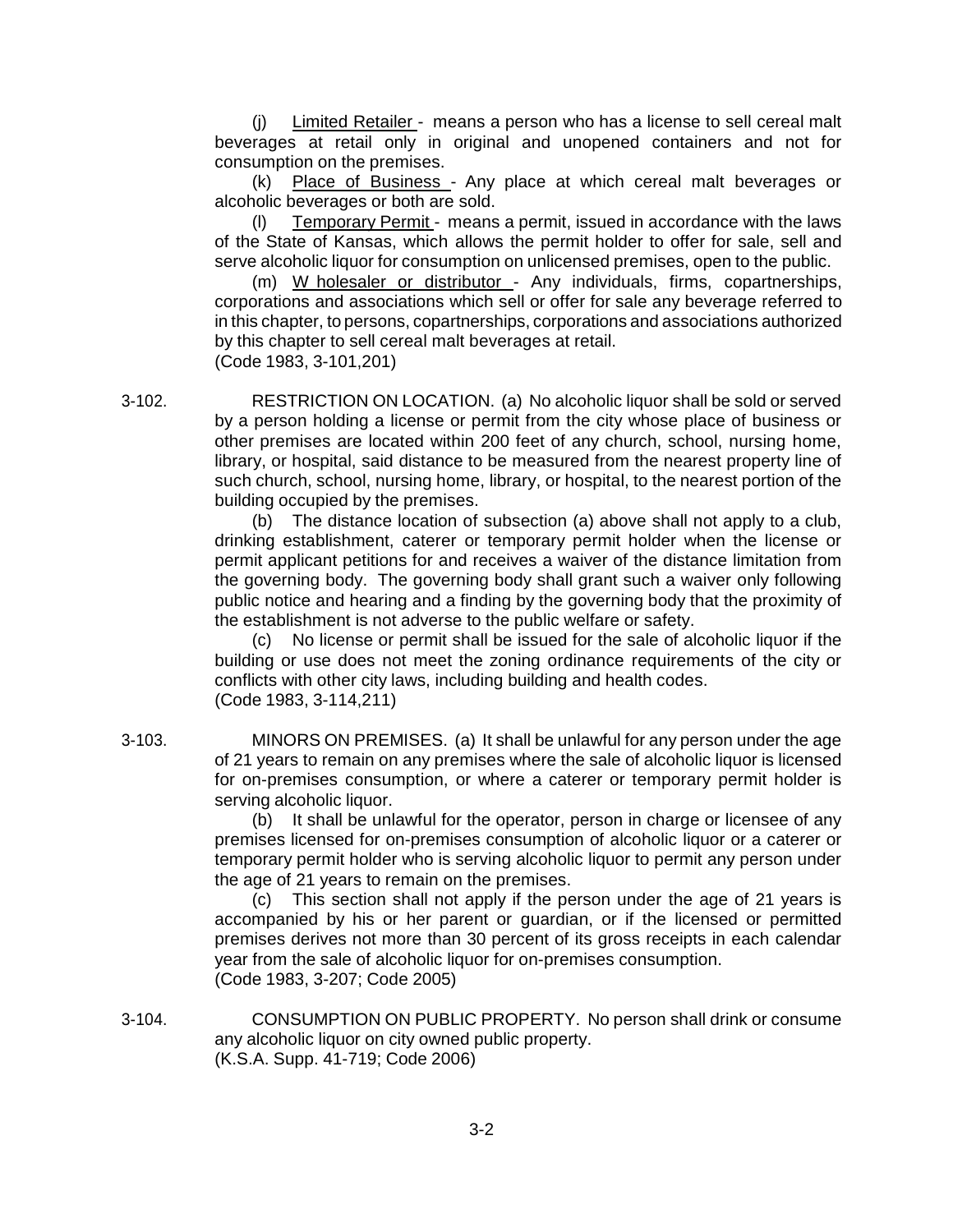(j) Limited Retailer - means a person who has a license to sell cereal malt beverages at retail only in original and unopened containers and not for consumption on the premises.

(k) Place of Business - Any place at which cereal malt beverages or alcoholic beverages or both are sold.

(l) Temporary Permit - means a permit, issued in accordance with the laws of the State of Kansas, which allows the permit holder to offer for sale, sell and serve alcoholic liquor for consumption on unlicensed premises, open to the public.

(m) Wholesaler or distributor - Any individuals, firms, copartnerships, corporations and associations which sell or offer for sale any beverage referred to in this chapter, to persons, copartnerships, corporations and associations authorized by this chapter to sell cereal malt beverages at retail.
(Code 1983, 3-101,201)

3-102. RESTRICTION ON LOCATION. (a) No alcoholic liquor shall be sold or served by a person holding a license or permit from the city whose place of business or other premises are located within 200 feet of any church, school, nursing home, library, or hospital, said distance to be measured from the nearest property line of such church, school, nursing home, library, or hospital, to the nearest portion of the building occupied by the premises.

(b) The distance location of subsection (a) above shall not apply to a club, drinking establishment, caterer or temporary permit holder when the license or permit applicant petitions for and receives a waiver of the distance limitation from the governing body. The governing body shall grant such a waiver only following public notice and hearing and a finding by the governing body that the proximity of the establishment is not adverse to the public welfare or safety.

(c) No license or permit shall be issued for the sale of alcoholic liquor if the building or use does not meet the zoning ordinance requirements of the city or conflicts with other city laws, including building and health codes.
(Code 1983, 3-114,211)

3-103. MINORS ON PREMISES. (a) It shall be unlawful for any person under the age of 21 years to remain on any premises where the sale of alcoholic liquor is licensed for on-premises consumption, or where a caterer or temporary permit holder is serving alcoholic liquor.

(b) It shall be unlawful for the operator, person in charge or licensee of any premises licensed for on-premises consumption of alcoholic liquor or a caterer or temporary permit holder who is serving alcoholic liquor to permit any person under the age of 21 years to remain on the premises.

(c) This section shall not apply if the person under the age of 21 years is accompanied by his or her parent or guardian, or if the licensed or permitted premises derives not more than 30 percent of its gross receipts in each calendar year from the sale of alcoholic liquor for on-premises consumption.
(Code 1983, 3-207; Code 2005)

3-104. CONSUMPTION ON PUBLIC PROPERTY. No person shall drink or consume any alcoholic liquor on city owned public property.
(K.S.A. Supp. 41-719; Code 2006)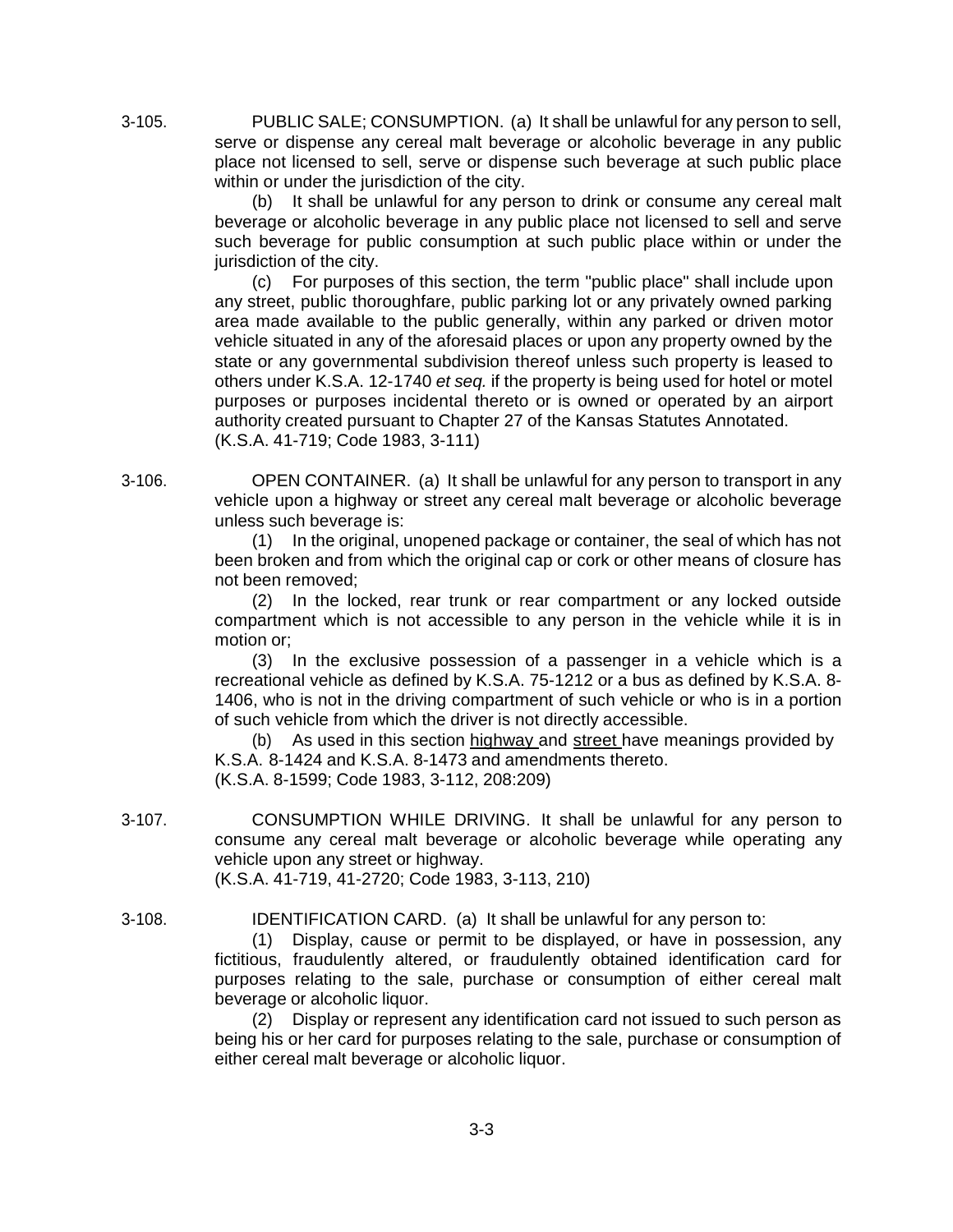3-105. PUBLIC SALE; CONSUMPTION. (a) It shall be unlawful for any person to sell, serve or dispense any cereal malt beverage or alcoholic beverage in any public place not licensed to sell, serve or dispense such beverage at such public place within or under the jurisdiction of the city.

(b) It shall be unlawful for any person to drink or consume any cereal malt beverage or alcoholic beverage in any public place not licensed to sell and serve such beverage for public consumption at such public place within or under the jurisdiction of the city.

(c) For purposes of this section, the term "public place" shall include upon any street, public thoroughfare, public parking lot or any privately owned parking area made available to the public generally, within any parked or driven motor vehicle situated in any of the aforesaid places or upon any property owned by the state or any governmental subdivision thereof unless such property is leased to others under K.S.A. 12-1740 *et seq.* if the property is being used for hotel or motel purposes or purposes incidental thereto or is owned or operated by an airport authority created pursuant to Chapter 27 of the Kansas Statutes Annotated. (K.S.A. 41-719; Code 1983, 3-111)

3-106. OPEN CONTAINER. (a) It shall be unlawful for any person to transport in any vehicle upon a highway or street any cereal malt beverage or alcoholic beverage unless such beverage is:

(1) In the original, unopened package or container, the seal of which has not been broken and from which the original cap or cork or other means of closure has not been removed;

(2) In the locked, rear trunk or rear compartment or any locked outside compartment which is not accessible to any person in the vehicle while it is in motion or;

(3) In the exclusive possession of a passenger in a vehicle which is a recreational vehicle as defined by K.S.A. 75-1212 or a bus as defined by K.S.A. 8-1406, who is not in the driving compartment of such vehicle or who is in a portion of such vehicle from which the driver is not directly accessible.

(b) As used in this section highway and street have meanings provided by K.S.A. 8-1424 and K.S.A. 8-1473 and amendments thereto. (K.S.A. 8-1599; Code 1983, 3-112, 208:209)

3-107. CONSUMPTION WHILE DRIVING. It shall be unlawful for any person to consume any cereal malt beverage or alcoholic beverage while operating any vehicle upon any street or highway. (K.S.A. 41-719, 41-2720; Code 1983, 3-113, 210)

3-108. IDENTIFICATION CARD. (a) It shall be unlawful for any person to:

(1) Display, cause or permit to be displayed, or have in possession, any fictitious, fraudulently altered, or fraudulently obtained identification card for purposes relating to the sale, purchase or consumption of either cereal malt beverage or alcoholic liquor.

(2) Display or represent any identification card not issued to such person as being his or her card for purposes relating to the sale, purchase or consumption of either cereal malt beverage or alcoholic liquor.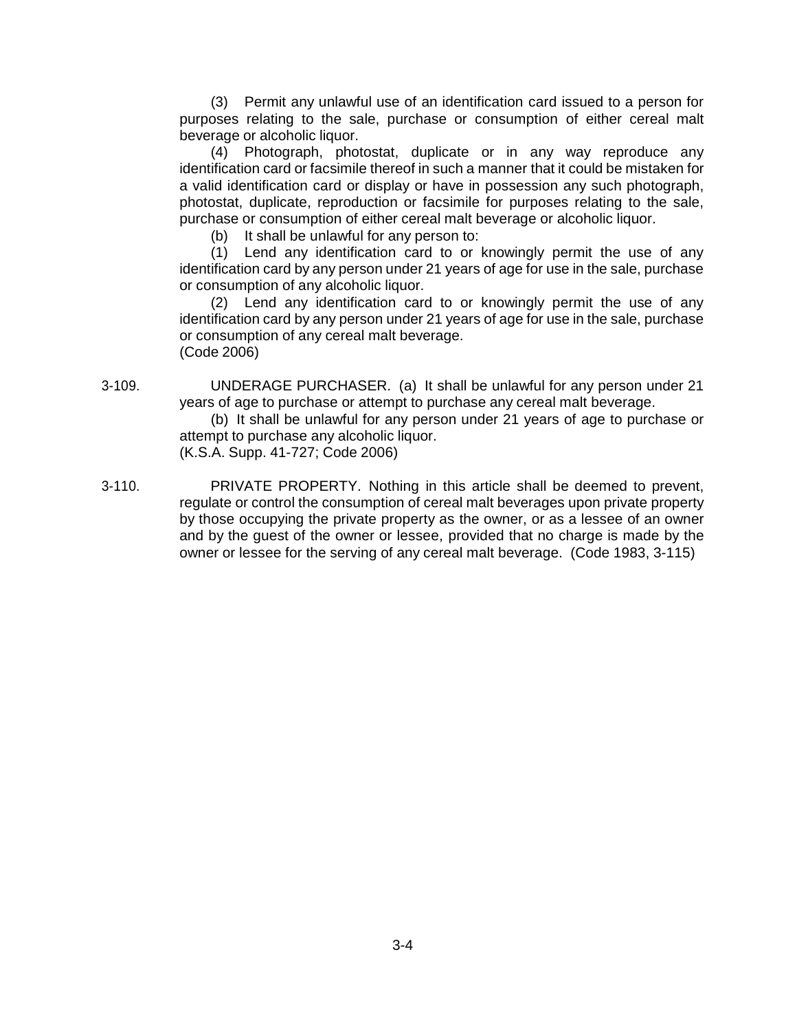(3) Permit any unlawful use of an identification card issued to a person for purposes relating to the sale, purchase or consumption of either cereal malt beverage or alcoholic liquor.

(4) Photograph, photostat, duplicate or in any way reproduce any identification card or facsimile thereof in such a manner that it could be mistaken for a valid identification card or display or have in possession any such photograph, photostat, duplicate, reproduction or facsimile for purposes relating to the sale, purchase or consumption of either cereal malt beverage or alcoholic liquor.

(b) It shall be unlawful for any person to:

(1) Lend any identification card to or knowingly permit the use of any identification card by any person under 21 years of age for use in the sale, purchase or consumption of any alcoholic liquor.

(2) Lend any identification card to or knowingly permit the use of any identification card by any person under 21 years of age for use in the sale, purchase or consumption of any cereal malt beverage.

(Code 2006)

3-109. UNDERAGE PURCHASER. (a) It shall be unlawful for any person under 21 years of age to purchase or attempt to purchase any cereal malt beverage.

(b) It shall be unlawful for any person under 21 years of age to purchase or attempt to purchase any alcoholic liquor.

(K.S.A. Supp. 41-727; Code 2006)

3-110. PRIVATE PROPERTY. Nothing in this article shall be deemed to prevent, regulate or control the consumption of cereal malt beverages upon private property by those occupying the private property as the owner, or as a lessee of an owner and by the guest of the owner or lessee, provided that no charge is made by the owner or lessee for the serving of any cereal malt beverage. (Code 1983, 3-115)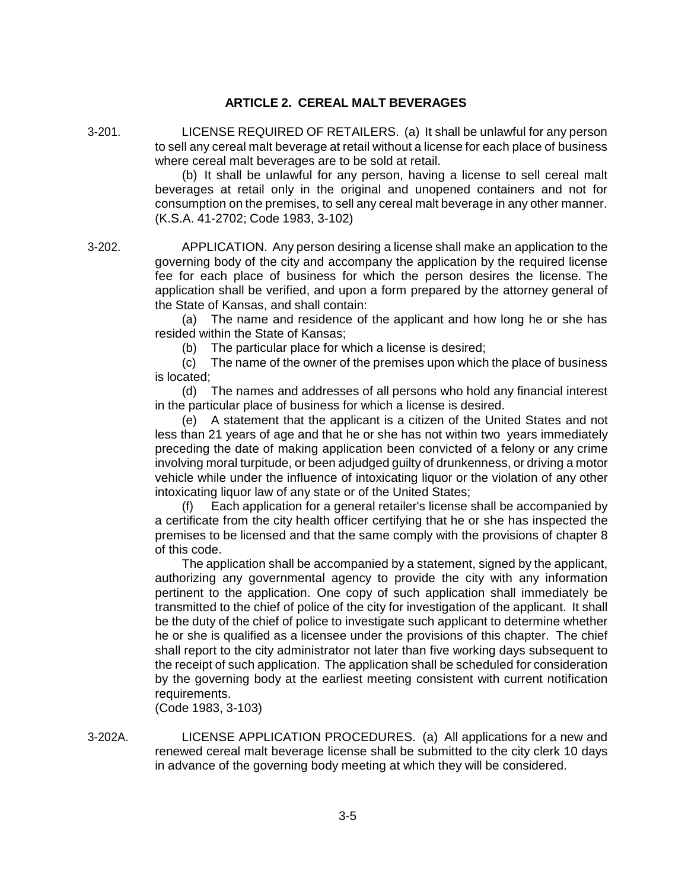## ARTICLE 2. CEREAL MALT BEVERAGES

3-201. LICENSE REQUIRED OF RETAILERS. (a) It shall be unlawful for any person to sell any cereal malt beverage at retail without a license for each place of business where cereal malt beverages are to be sold at retail.

(b) It shall be unlawful for any person, having a license to sell cereal malt beverages at retail only in the original and unopened containers and not for consumption on the premises, to sell any cereal malt beverage in any other manner. (K.S.A. 41-2702; Code 1983, 3-102)

3-202. APPLICATION. Any person desiring a license shall make an application to the governing body of the city and accompany the application by the required license fee for each place of business for which the person desires the license. The application shall be verified, and upon a form prepared by the attorney general of the State of Kansas, and shall contain:

(a) The name and residence of the applicant and how long he or she has resided within the State of Kansas;

(b) The particular place for which a license is desired;

(c) The name of the owner of the premises upon which the place of business is located;

(d) The names and addresses of all persons who hold any financial interest in the particular place of business for which a license is desired.

(e) A statement that the applicant is a citizen of the United States and not less than 21 years of age and that he or she has not within two years immediately preceding the date of making application been convicted of a felony or any crime involving moral turpitude, or been adjudged guilty of drunkenness, or driving a motor vehicle while under the influence of intoxicating liquor or the violation of any other intoxicating liquor law of any state or of the United States;

(f) Each application for a general retailer's license shall be accompanied by a certificate from the city health officer certifying that he or she has inspected the premises to be licensed and that the same comply with the provisions of chapter 8 of this code.

The application shall be accompanied by a statement, signed by the applicant, authorizing any governmental agency to provide the city with any information pertinent to the application. One copy of such application shall immediately be transmitted to the chief of police of the city for investigation of the applicant. It shall be the duty of the chief of police to investigate such applicant to determine whether he or she is qualified as a licensee under the provisions of this chapter. The chief shall report to the city administrator not later than five working days subsequent to the receipt of such application. The application shall be scheduled for consideration by the governing body at the earliest meeting consistent with current notification requirements.
(Code 1983, 3-103)

3-202A. LICENSE APPLICATION PROCEDURES. (a) All applications for a new and renewed cereal malt beverage license shall be submitted to the city clerk 10 days in advance of the governing body meeting at which they will be considered.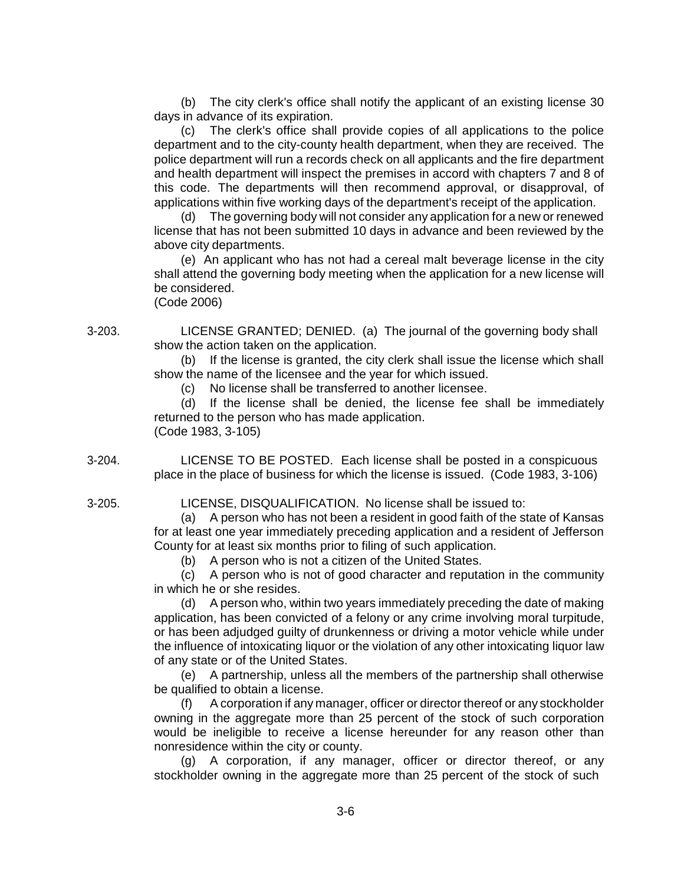(b) The city clerk's office shall notify the applicant of an existing license 30 days in advance of its expiration.

(c) The clerk's office shall provide copies of all applications to the police department and to the city-county health department, when they are received. The police department will run a records check on all applicants and the fire department and health department will inspect the premises in accord with chapters 7 and 8 of this code. The departments will then recommend approval, or disapproval, of applications within five working days of the department's receipt of the application.

(d) The governing body will not consider any application for a new or renewed license that has not been submitted 10 days in advance and been reviewed by the above city departments.

(e) An applicant who has not had a cereal malt beverage license in the city shall attend the governing body meeting when the application for a new license will be considered.

(Code 2006)

3-203. LICENSE GRANTED; DENIED. (a) The journal of the governing body shall show the action taken on the application.

(b) If the license is granted, the city clerk shall issue the license which shall show the name of the licensee and the year for which issued.

(c) No license shall be transferred to another licensee.

(d) If the license shall be denied, the license fee shall be immediately returned to the person who has made application.

(Code 1983, 3-105)

3-204. LICENSE TO BE POSTED. Each license shall be posted in a conspicuous place in the place of business for which the license is issued. (Code 1983, 3-106)

3-205. LICENSE, DISQUALIFICATION. No license shall be issued to:

(a) A person who has not been a resident in good faith of the state of Kansas for at least one year immediately preceding application and a resident of Jefferson County for at least six months prior to filing of such application.

(b) A person who is not a citizen of the United States.

(c) A person who is not of good character and reputation in the community in which he or she resides.

(d) A person who, within two years immediately preceding the date of making application, has been convicted of a felony or any crime involving moral turpitude, or has been adjudged guilty of drunkenness or driving a motor vehicle while under the influence of intoxicating liquor or the violation of any other intoxicating liquor law of any state or of the United States.

(e) A partnership, unless all the members of the partnership shall otherwise be qualified to obtain a license.

(f) A corporation if any manager, officer or director thereof or any stockholder owning in the aggregate more than 25 percent of the stock of such corporation would be ineligible to receive a license hereunder for any reason other than nonresidence within the city or county.

(g) A corporation, if any manager, officer or director thereof, or any stockholder owning in the aggregate more than 25 percent of the stock of such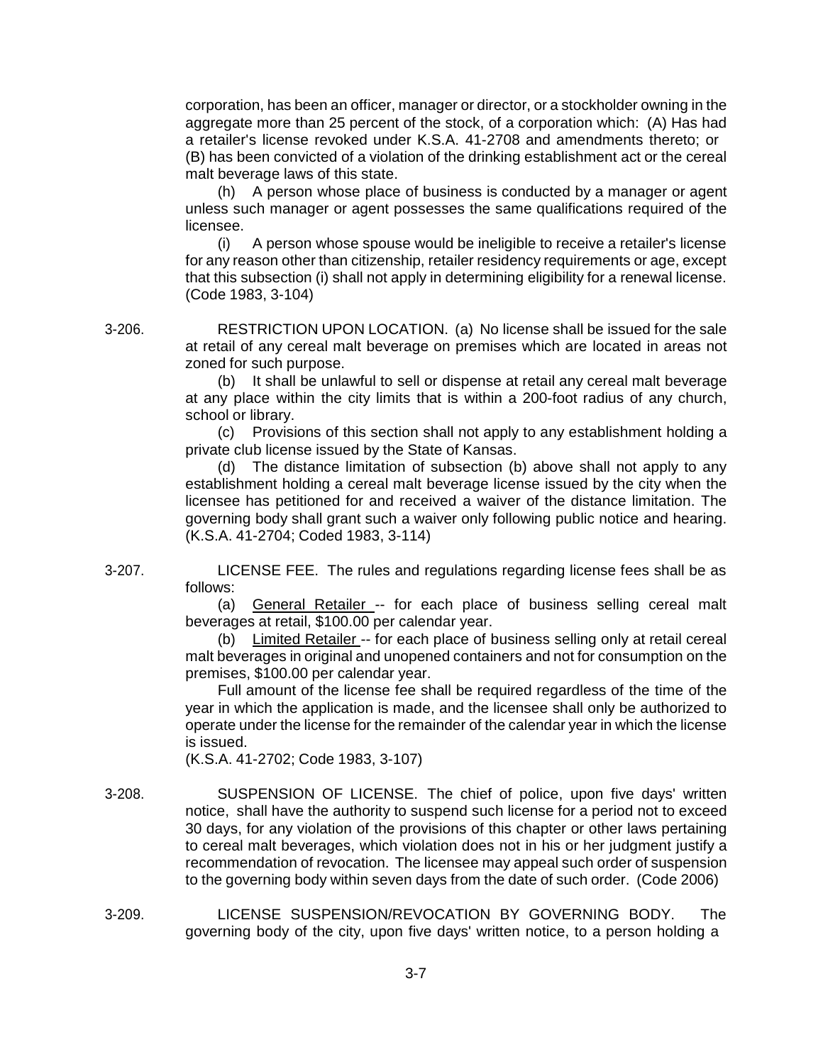corporation, has been an officer, manager or director, or a stockholder owning in the aggregate more than 25 percent of the stock, of a corporation which: (A) Has had a retailer's license revoked under K.S.A. 41-2708 and amendments thereto; or (B) has been convicted of a violation of the drinking establishment act or the cereal malt beverage laws of this state.

(h) A person whose place of business is conducted by a manager or agent unless such manager or agent possesses the same qualifications required of the licensee.

(i) A person whose spouse would be ineligible to receive a retailer's license for any reason other than citizenship, retailer residency requirements or age, except that this subsection (i) shall not apply in determining eligibility for a renewal license. (Code 1983, 3-104)

3-206. RESTRICTION UPON LOCATION. (a) No license shall be issued for the sale at retail of any cereal malt beverage on premises which are located in areas not zoned for such purpose.

(b) It shall be unlawful to sell or dispense at retail any cereal malt beverage at any place within the city limits that is within a 200-foot radius of any church, school or library.

(c) Provisions of this section shall not apply to any establishment holding a private club license issued by the State of Kansas.

(d) The distance limitation of subsection (b) above shall not apply to any establishment holding a cereal malt beverage license issued by the city when the licensee has petitioned for and received a waiver of the distance limitation. The governing body shall grant such a waiver only following public notice and hearing. (K.S.A. 41-2704; Coded 1983, 3-114)

3-207. LICENSE FEE. The rules and regulations regarding license fees shall be as follows:

(a) General Retailer -- for each place of business selling cereal malt beverages at retail, $100.00 per calendar year.

(b) Limited Retailer -- for each place of business selling only at retail cereal malt beverages in original and unopened containers and not for consumption on the premises, $100.00 per calendar year.

Full amount of the license fee shall be required regardless of the time of the year in which the application is made, and the licensee shall only be authorized to operate under the license for the remainder of the calendar year in which the license is issued.

(K.S.A. 41-2702; Code 1983, 3-107)

3-208. SUSPENSION OF LICENSE. The chief of police, upon five days' written notice, shall have the authority to suspend such license for a period not to exceed 30 days, for any violation of the provisions of this chapter or other laws pertaining to cereal malt beverages, which violation does not in his or her judgment justify a recommendation of revocation. The licensee may appeal such order of suspension to the governing body within seven days from the date of such order. (Code 2006)

3-209. LICENSE SUSPENSION/REVOCATION BY GOVERNING BODY. The governing body of the city, upon five days' written notice, to a person holding a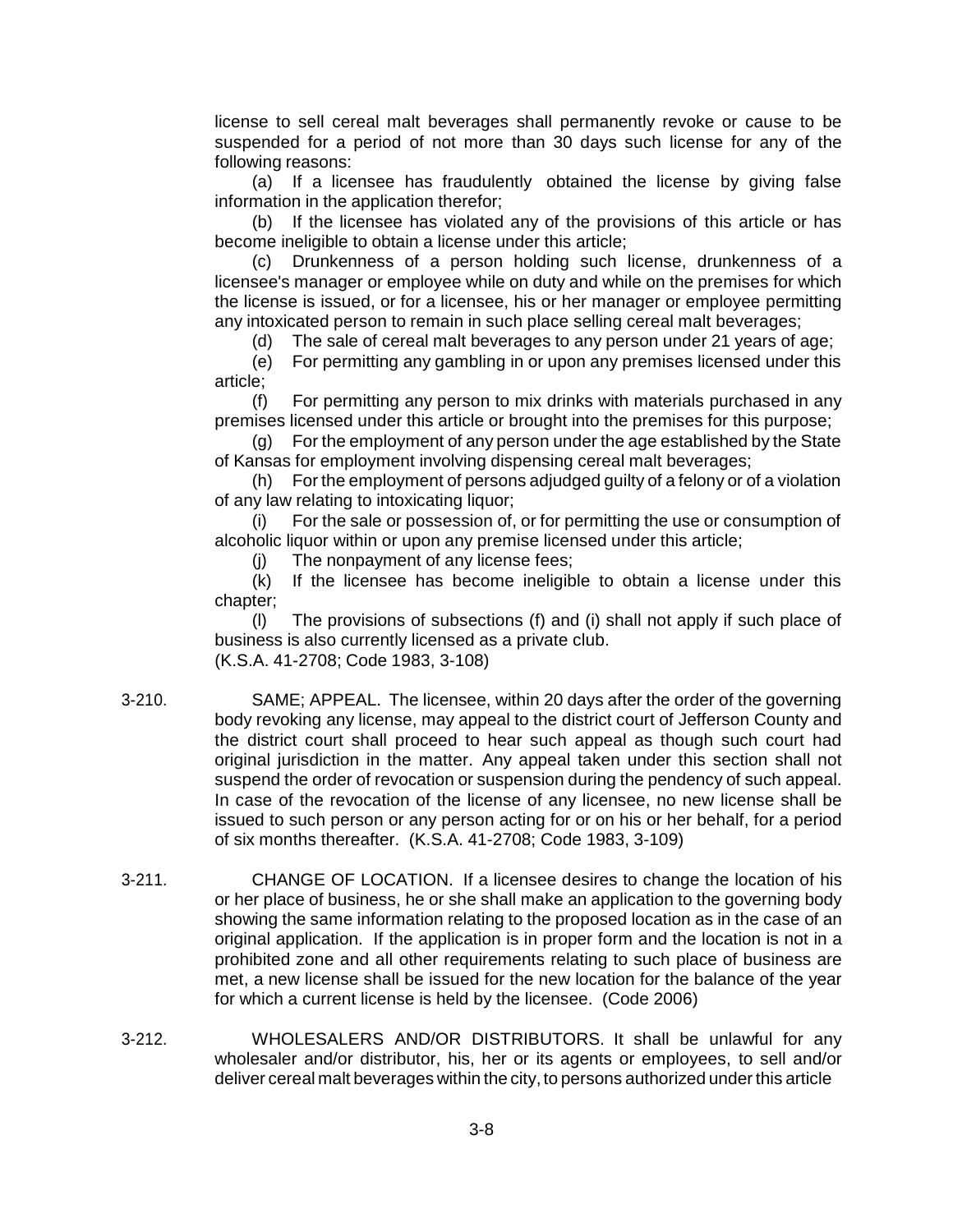license to sell cereal malt beverages shall permanently revoke or cause to be suspended for a period of not more than 30 days such license for any of the following reasons:

(a) If a licensee has fraudulently obtained the license by giving false information in the application therefor;

(b) If the licensee has violated any of the provisions of this article or has become ineligible to obtain a license under this article;

(c) Drunkenness of a person holding such license, drunkenness of a licensee's manager or employee while on duty and while on the premises for which the license is issued, or for a licensee, his or her manager or employee permitting any intoxicated person to remain in such place selling cereal malt beverages;

(d) The sale of cereal malt beverages to any person under 21 years of age;

(e) For permitting any gambling in or upon any premises licensed under this article;

(f) For permitting any person to mix drinks with materials purchased in any premises licensed under this article or brought into the premises for this purpose;

(g) For the employment of any person under the age established by the State of Kansas for employment involving dispensing cereal malt beverages;

(h) For the employment of persons adjudged guilty of a felony or of a violation of any law relating to intoxicating liquor;

(i) For the sale or possession of, or for permitting the use or consumption of alcoholic liquor within or upon any premise licensed under this article;

(j) The nonpayment of any license fees;

(k) If the licensee has become ineligible to obtain a license under this chapter;

(l) The provisions of subsections (f) and (i) shall not apply if such place of business is also currently licensed as a private club.

(K.S.A. 41-2708; Code 1983, 3-108)

3-210. SAME; APPEAL. The licensee, within 20 days after the order of the governing body revoking any license, may appeal to the district court of Jefferson County and the district court shall proceed to hear such appeal as though such court had original jurisdiction in the matter. Any appeal taken under this section shall not suspend the order of revocation or suspension during the pendency of such appeal. In case of the revocation of the license of any licensee, no new license shall be issued to such person or any person acting for or on his or her behalf, for a period of six months thereafter. (K.S.A. 41-2708; Code 1983, 3-109)

3-211. CHANGE OF LOCATION. If a licensee desires to change the location of his or her place of business, he or she shall make an application to the governing body showing the same information relating to the proposed location as in the case of an original application. If the application is in proper form and the location is not in a prohibited zone and all other requirements relating to such place of business are met, a new license shall be issued for the new location for the balance of the year for which a current license is held by the licensee. (Code 2006)

3-212. WHOLESALERS AND/OR DISTRIBUTORS. It shall be unlawful for any wholesaler and/or distributor, his, her or its agents or employees, to sell and/or deliver cereal malt beverages within the city, to persons authorized under this article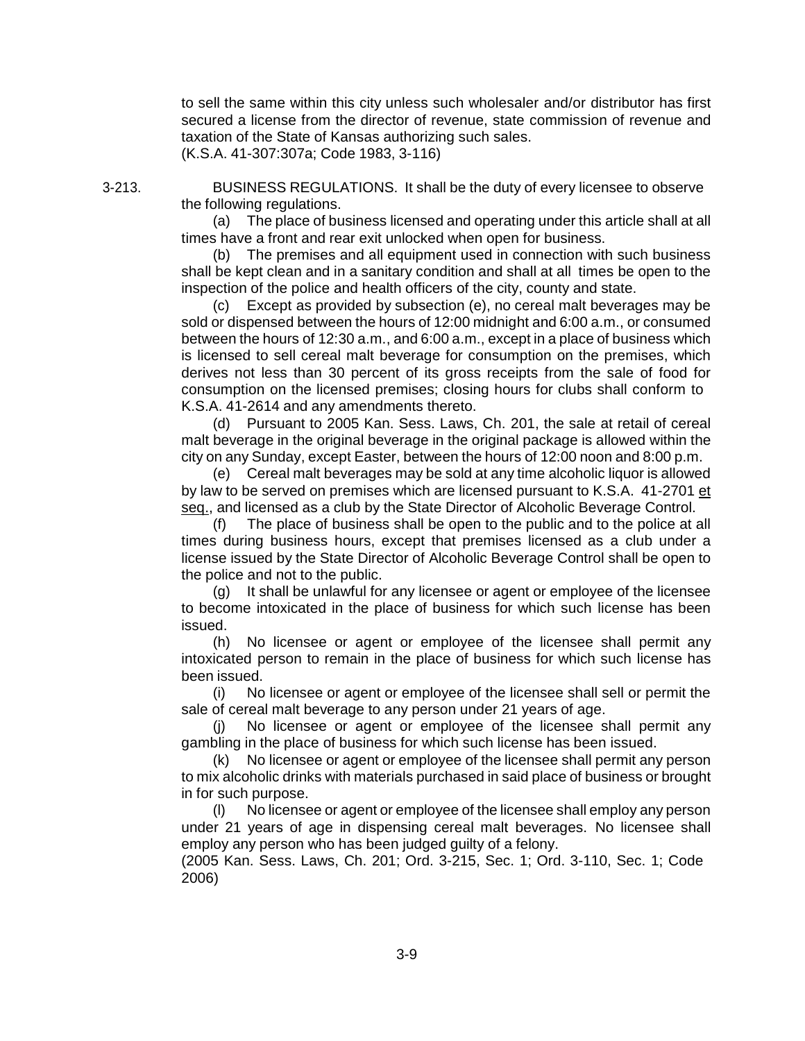to sell the same within this city unless such wholesaler and/or distributor has first secured a license from the director of revenue, state commission of revenue and taxation of the State of Kansas authorizing such sales.
(K.S.A. 41-307:307a; Code 1983, 3-116)

3-213. BUSINESS REGULATIONS. It shall be the duty of every licensee to observe the following regulations.

(a) The place of business licensed and operating under this article shall at all times have a front and rear exit unlocked when open for business.

(b) The premises and all equipment used in connection with such business shall be kept clean and in a sanitary condition and shall at all times be open to the inspection of the police and health officers of the city, county and state.

(c) Except as provided by subsection (e), no cereal malt beverages may be sold or dispensed between the hours of 12:00 midnight and 6:00 a.m., or consumed between the hours of 12:30 a.m., and 6:00 a.m., except in a place of business which is licensed to sell cereal malt beverage for consumption on the premises, which derives not less than 30 percent of its gross receipts from the sale of food for consumption on the licensed premises; closing hours for clubs shall conform to K.S.A. 41-2614 and any amendments thereto.

(d) Pursuant to 2005 Kan. Sess. Laws, Ch. 201, the sale at retail of cereal malt beverage in the original beverage in the original package is allowed within the city on any Sunday, except Easter, between the hours of 12:00 noon and 8:00 p.m.

(e) Cereal malt beverages may be sold at any time alcoholic liquor is allowed by law to be served on premises which are licensed pursuant to K.S.A. 41-2701 et seq., and licensed as a club by the State Director of Alcoholic Beverage Control.

(f) The place of business shall be open to the public and to the police at all times during business hours, except that premises licensed as a club under a license issued by the State Director of Alcoholic Beverage Control shall be open to the police and not to the public.

(g) It shall be unlawful for any licensee or agent or employee of the licensee to become intoxicated in the place of business for which such license has been issued.

(h) No licensee or agent or employee of the licensee shall permit any intoxicated person to remain in the place of business for which such license has been issued.

(i) No licensee or agent or employee of the licensee shall sell or permit the sale of cereal malt beverage to any person under 21 years of age.

(j) No licensee or agent or employee of the licensee shall permit any gambling in the place of business for which such license has been issued.

(k) No licensee or agent or employee of the licensee shall permit any person to mix alcoholic drinks with materials purchased in said place of business or brought in for such purpose.

(l) No licensee or agent or employee of the licensee shall employ any person under 21 years of age in dispensing cereal malt beverages. No licensee shall employ any person who has been judged guilty of a felony.
(2005 Kan. Sess. Laws, Ch. 201; Ord. 3-215, Sec. 1; Ord. 3-110, Sec. 1; Code 2006)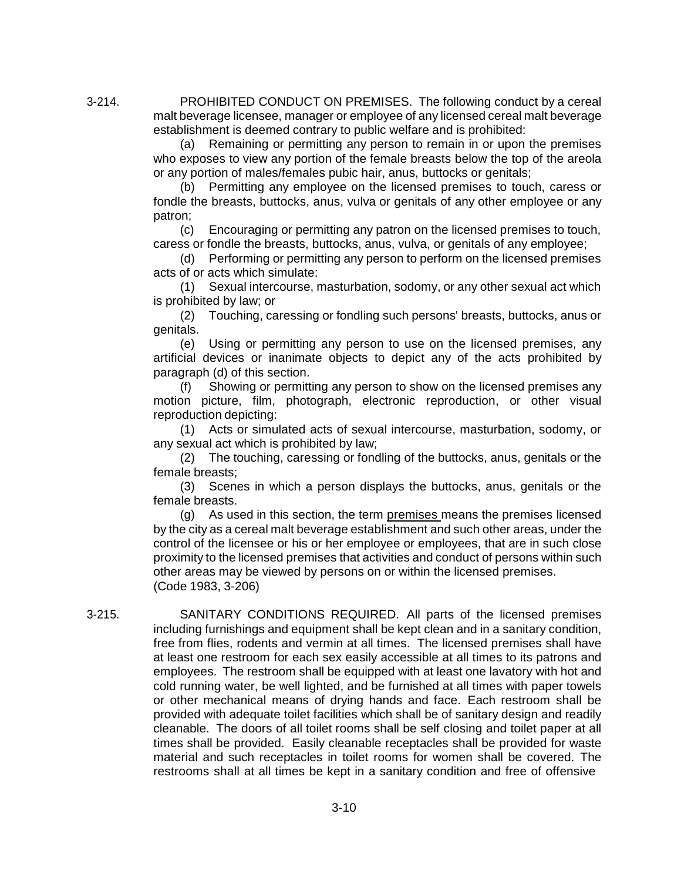3-214. PROHIBITED CONDUCT ON PREMISES. The following conduct by a cereal malt beverage licensee, manager or employee of any licensed cereal malt beverage establishment is deemed contrary to public welfare and is prohibited:

(a) Remaining or permitting any person to remain in or upon the premises who exposes to view any portion of the female breasts below the top of the areola or any portion of males/females pubic hair, anus, buttocks or genitals;

(b) Permitting any employee on the licensed premises to touch, caress or fondle the breasts, buttocks, anus, vulva or genitals of any other employee or any patron;

(c) Encouraging or permitting any patron on the licensed premises to touch, caress or fondle the breasts, buttocks, anus, vulva, or genitals of any employee;

(d) Performing or permitting any person to perform on the licensed premises acts of or acts which simulate:

(1) Sexual intercourse, masturbation, sodomy, or any other sexual act which is prohibited by law; or

(2) Touching, caressing or fondling such persons' breasts, buttocks, anus or genitals.

(e) Using or permitting any person to use on the licensed premises, any artificial devices or inanimate objects to depict any of the acts prohibited by paragraph (d) of this section.

(f) Showing or permitting any person to show on the licensed premises any motion picture, film, photograph, electronic reproduction, or other visual reproduction depicting:

(1) Acts or simulated acts of sexual intercourse, masturbation, sodomy, or any sexual act which is prohibited by law;

(2) The touching, caressing or fondling of the buttocks, anus, genitals or the female breasts;

(3) Scenes in which a person displays the buttocks, anus, genitals or the female breasts.

(g) As used in this section, the term <u>premises</u> means the premises licensed by the city as a cereal malt beverage establishment and such other areas, under the control of the licensee or his or her employee or employees, that are in such close proximity to the licensed premises that activities and conduct of persons within such other areas may be viewed by persons on or within the licensed premises.
(Code 1983, 3-206)

3-215. SANITARY CONDITIONS REQUIRED. All parts of the licensed premises including furnishings and equipment shall be kept clean and in a sanitary condition, free from flies, rodents and vermin at all times. The licensed premises shall have at least one restroom for each sex easily accessible at all times to its patrons and employees. The restroom shall be equipped with at least one lavatory with hot and cold running water, be well lighted, and be furnished at all times with paper towels or other mechanical means of drying hands and face. Each restroom shall be provided with adequate toilet facilities which shall be of sanitary design and readily cleanable. The doors of all toilet rooms shall be self closing and toilet paper at all times shall be provided. Easily cleanable receptacles shall be provided for waste material and such receptacles in toilet rooms for women shall be covered. The restrooms shall at all times be kept in a sanitary condition and free of offensive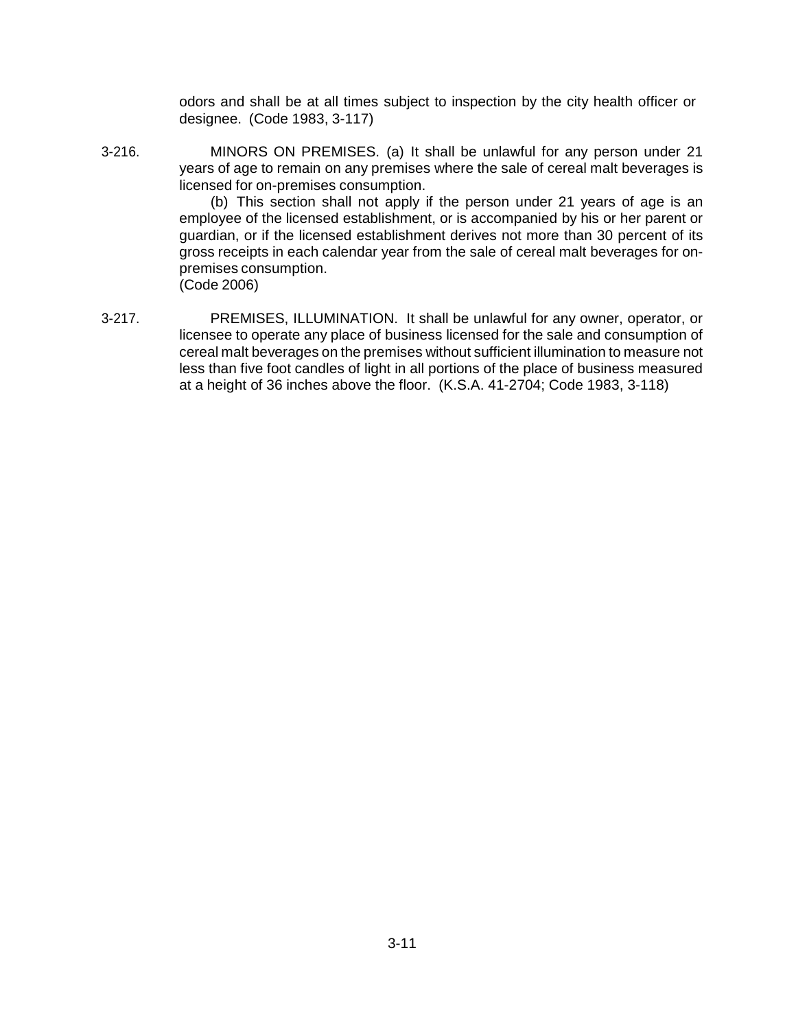odors and shall be at all times subject to inspection by the city health officer or designee. (Code 1983, 3-117)

3-216. MINORS ON PREMISES. (a) It shall be unlawful for any person under 21 years of age to remain on any premises where the sale of cereal malt beverages is licensed for on-premises consumption.

(b) This section shall not apply if the person under 21 years of age is an employee of the licensed establishment, or is accompanied by his or her parent or guardian, or if the licensed establishment derives not more than 30 percent of its gross receipts in each calendar year from the sale of cereal malt beverages for on-premises consumption.
(Code 2006)

3-217. PREMISES, ILLUMINATION. It shall be unlawful for any owner, operator, or licensee to operate any place of business licensed for the sale and consumption of cereal malt beverages on the premises without sufficient illumination to measure not less than five foot candles of light in all portions of the place of business measured at a height of 36 inches above the floor. (K.S.A. 41-2704; Code 1983, 3-118)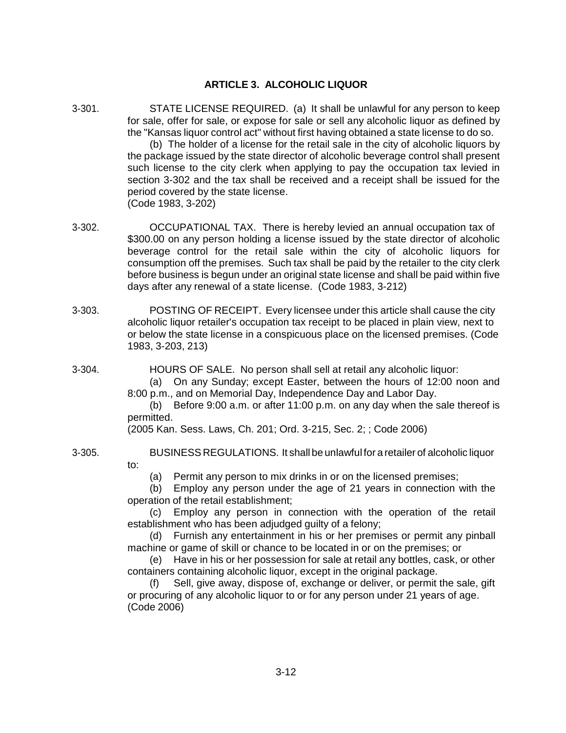## ARTICLE 3. ALCOHOLIC LIQUOR

3-301. STATE LICENSE REQUIRED. (a) It shall be unlawful for any person to keep for sale, offer for sale, or expose for sale or sell any alcoholic liquor as defined by the "Kansas liquor control act" without first having obtained a state license to do so.

(b) The holder of a license for the retail sale in the city of alcoholic liquors by the package issued by the state director of alcoholic beverage control shall present such license to the city clerk when applying to pay the occupation tax levied in section 3-302 and the tax shall be received and a receipt shall be issued for the period covered by the state license.
(Code 1983, 3-202)

3-302. OCCUPATIONAL TAX. There is hereby levied an annual occupation tax of $300.00 on any person holding a license issued by the state director of alcoholic beverage control for the retail sale within the city of alcoholic liquors for consumption off the premises. Such tax shall be paid by the retailer to the city clerk before business is begun under an original state license and shall be paid within five days after any renewal of a state license. (Code 1983, 3-212)

3-303. POSTING OF RECEIPT. Every licensee under this article shall cause the city alcoholic liquor retailer's occupation tax receipt to be placed in plain view, next to or below the state license in a conspicuous place on the licensed premises. (Code 1983, 3-203, 213)

3-304. HOURS OF SALE. No person shall sell at retail any alcoholic liquor:

(a) On any Sunday; except Easter, between the hours of 12:00 noon and 8:00 p.m., and on Memorial Day, Independence Day and Labor Day.

(b) Before 9:00 a.m. or after 11:00 p.m. on any day when the sale thereof is permitted.

(2005 Kan. Sess. Laws, Ch. 201; Ord. 3-215, Sec. 2; ; Code 2006)

3-305. BUSINESS REGULATIONS. It shall be unlawful for a retailer of alcoholic liquor to:

(a) Permit any person to mix drinks in or on the licensed premises;

(b) Employ any person under the age of 21 years in connection with the operation of the retail establishment;

(c) Employ any person in connection with the operation of the retail establishment who has been adjudged guilty of a felony;

(d) Furnish any entertainment in his or her premises or permit any pinball machine or game of skill or chance to be located in or on the premises; or

(e) Have in his or her possession for sale at retail any bottles, cask, or other containers containing alcoholic liquor, except in the original package.

(f) Sell, give away, dispose of, exchange or deliver, or permit the sale, gift or procuring of any alcoholic liquor to or for any person under 21 years of age.
(Code 2006)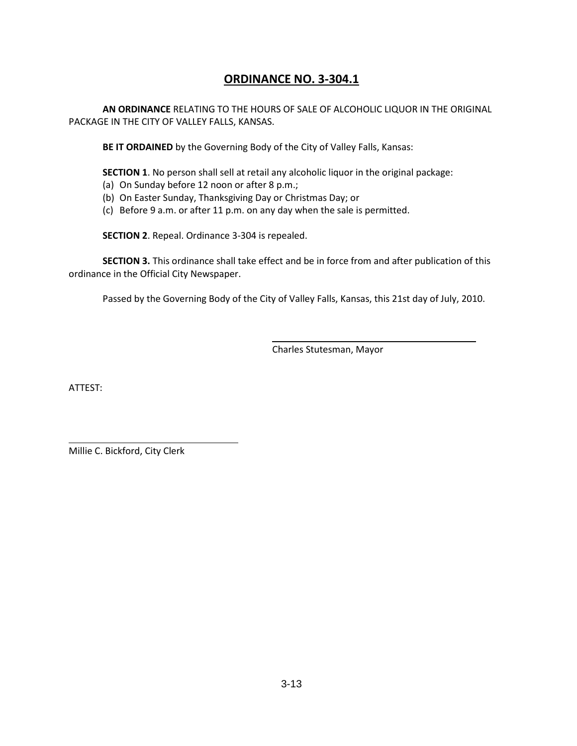# ORDINANCE NO. 3-304.1

**AN ORDINANCE** RELATING TO THE HOURS OF SALE OF ALCOHOLIC LIQUOR IN THE ORIGINAL PACKAGE IN THE CITY OF VALLEY FALLS, KANSAS.

**BE IT ORDAINED** by the Governing Body of the City of Valley Falls, Kansas:

**SECTION 1**. No person shall sell at retail any alcoholic liquor in the original package:

(a) On Sunday before 12 noon or after 8 p.m.;
(b) On Easter Sunday, Thanksgiving Day or Christmas Day; or
(c) Before 9 a.m. or after 11 p.m. on any day when the sale is permitted.

**SECTION 2**. Repeal. Ordinance 3-304 is repealed.

**SECTION 3.** This ordinance shall take effect and be in force from and after publication of this ordinance in the Official City Newspaper.

Passed by the Governing Body of the City of Valley Falls, Kansas, this 21st day of July, 2010.

Charles Stutesman, Mayor

ATTEST:

Millie C. Bickford, City Clerk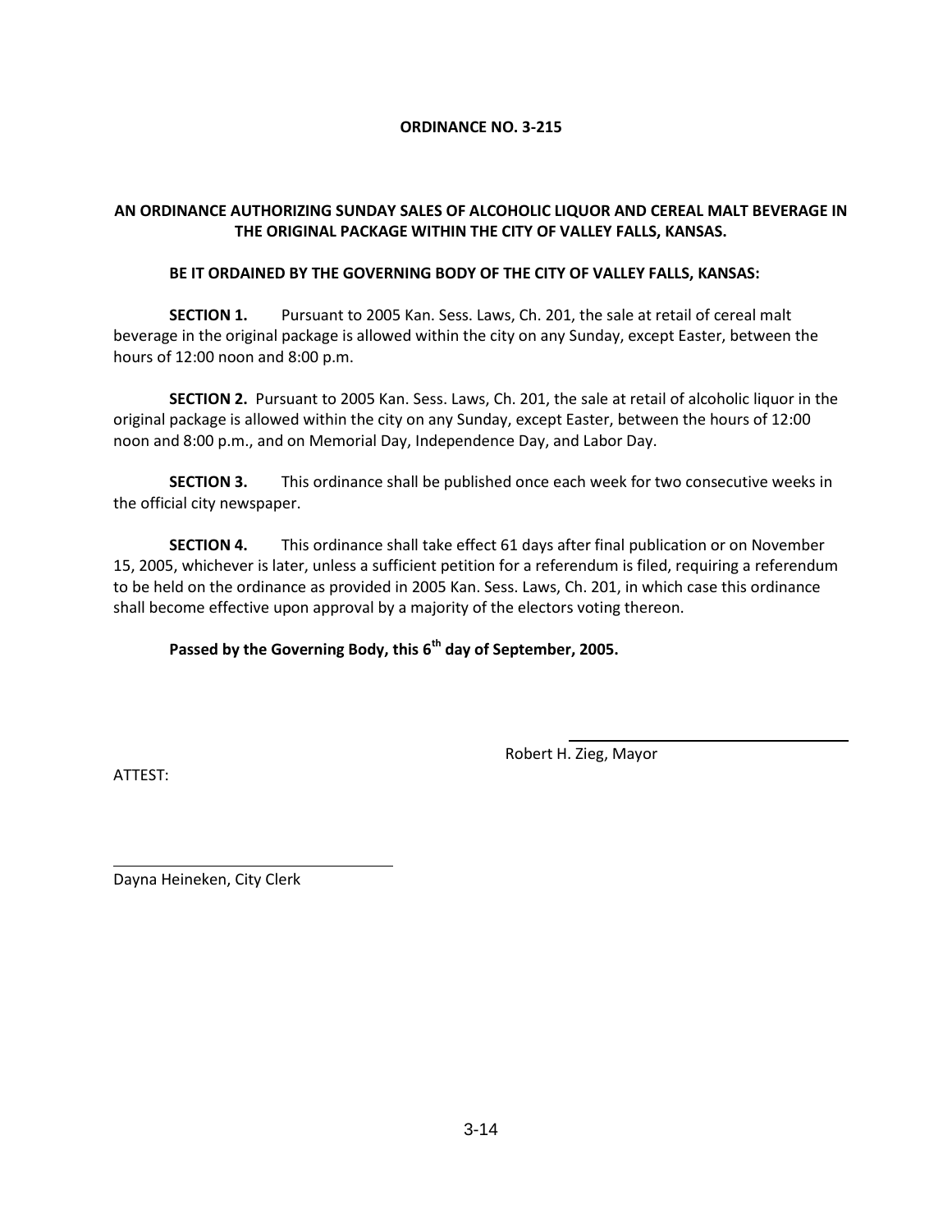**ORDINANCE NO. 3-215**

**AN ORDINANCE AUTHORIZING SUNDAY SALES OF ALCOHOLIC LIQUOR AND CEREAL MALT BEVERAGE IN THE ORIGINAL PACKAGE WITHIN THE CITY OF VALLEY FALLS, KANSAS.**

**BE IT ORDAINED BY THE GOVERNING BODY OF THE CITY OF VALLEY FALLS, KANSAS:**

**SECTION 1.** Pursuant to 2005 Kan. Sess. Laws, Ch. 201, the sale at retail of cereal malt beverage in the original package is allowed within the city on any Sunday, except Easter, between the hours of 12:00 noon and 8:00 p.m.

**SECTION 2.** Pursuant to 2005 Kan. Sess. Laws, Ch. 201, the sale at retail of alcoholic liquor in the original package is allowed within the city on any Sunday, except Easter, between the hours of 12:00 noon and 8:00 p.m., and on Memorial Day, Independence Day, and Labor Day.

**SECTION 3.** This ordinance shall be published once each week for two consecutive weeks in the official city newspaper.

**SECTION 4.** This ordinance shall take effect 61 days after final publication or on November 15, 2005, whichever is later, unless a sufficient petition for a referendum is filed, requiring a referendum to be held on the ordinance as provided in 2005 Kan. Sess. Laws, Ch. 201, in which case this ordinance shall become effective upon approval by a majority of the electors voting thereon.

**Passed by the Governing Body, this 6th day of September, 2005.**

Robert H. Zieg, Mayor

ATTEST:

Dayna Heineken, City Clerk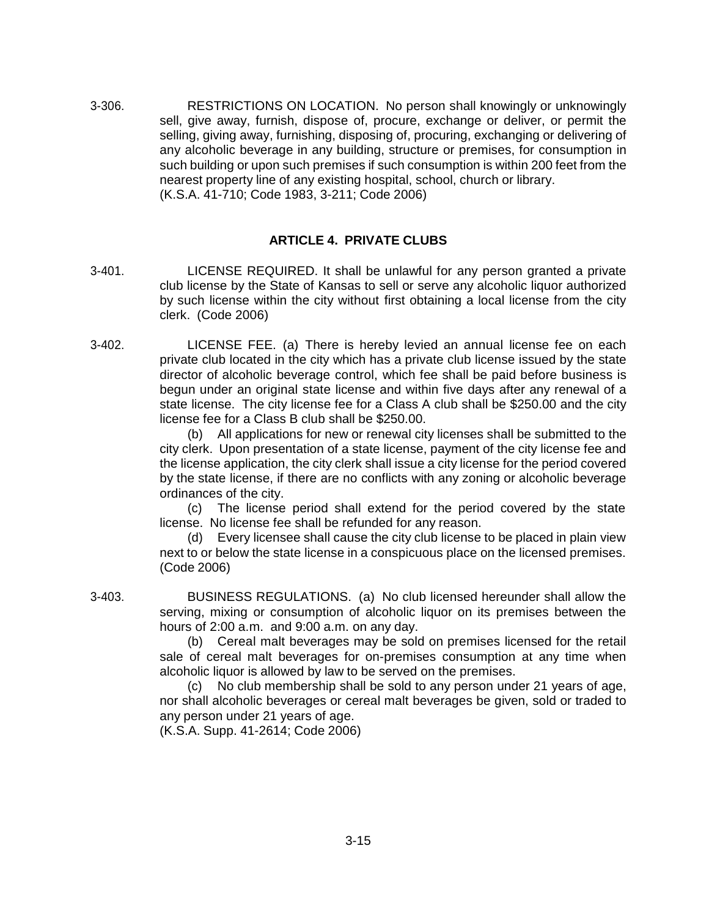3-306. RESTRICTIONS ON LOCATION. No person shall knowingly or unknowingly sell, give away, furnish, dispose of, procure, exchange or deliver, or permit the selling, giving away, furnishing, disposing of, procuring, exchanging or delivering of any alcoholic beverage in any building, structure or premises, for consumption in such building or upon such premises if such consumption is within 200 feet from the nearest property line of any existing hospital, school, church or library.
(K.S.A. 41-710; Code 1983, 3-211; Code 2006)

## ARTICLE 4. PRIVATE CLUBS

3-401. LICENSE REQUIRED. It shall be unlawful for any person granted a private club license by the State of Kansas to sell or serve any alcoholic liquor authorized by such license within the city without first obtaining a local license from the city clerk. (Code 2006)

3-402. LICENSE FEE. (a) There is hereby levied an annual license fee on each private club located in the city which has a private club license issued by the state director of alcoholic beverage control, which fee shall be paid before business is begun under an original state license and within five days after any renewal of a state license. The city license fee for a Class A club shall be $250.00 and the city license fee for a Class B club shall be $250.00.

(b) All applications for new or renewal city licenses shall be submitted to the city clerk. Upon presentation of a state license, payment of the city license fee and the license application, the city clerk shall issue a city license for the period covered by the state license, if there are no conflicts with any zoning or alcoholic beverage ordinances of the city.

(c) The license period shall extend for the period covered by the state license. No license fee shall be refunded for any reason.

(d) Every licensee shall cause the city club license to be placed in plain view next to or below the state license in a conspicuous place on the licensed premises.
(Code 2006)

3-403. BUSINESS REGULATIONS. (a) No club licensed hereunder shall allow the serving, mixing or consumption of alcoholic liquor on its premises between the hours of 2:00 a.m. and 9:00 a.m. on any day.

(b) Cereal malt beverages may be sold on premises licensed for the retail sale of cereal malt beverages for on-premises consumption at any time when alcoholic liquor is allowed by law to be served on the premises.

(c) No club membership shall be sold to any person under 21 years of age, nor shall alcoholic beverages or cereal malt beverages be given, sold or traded to any person under 21 years of age.
(K.S.A. Supp. 41-2614; Code 2006)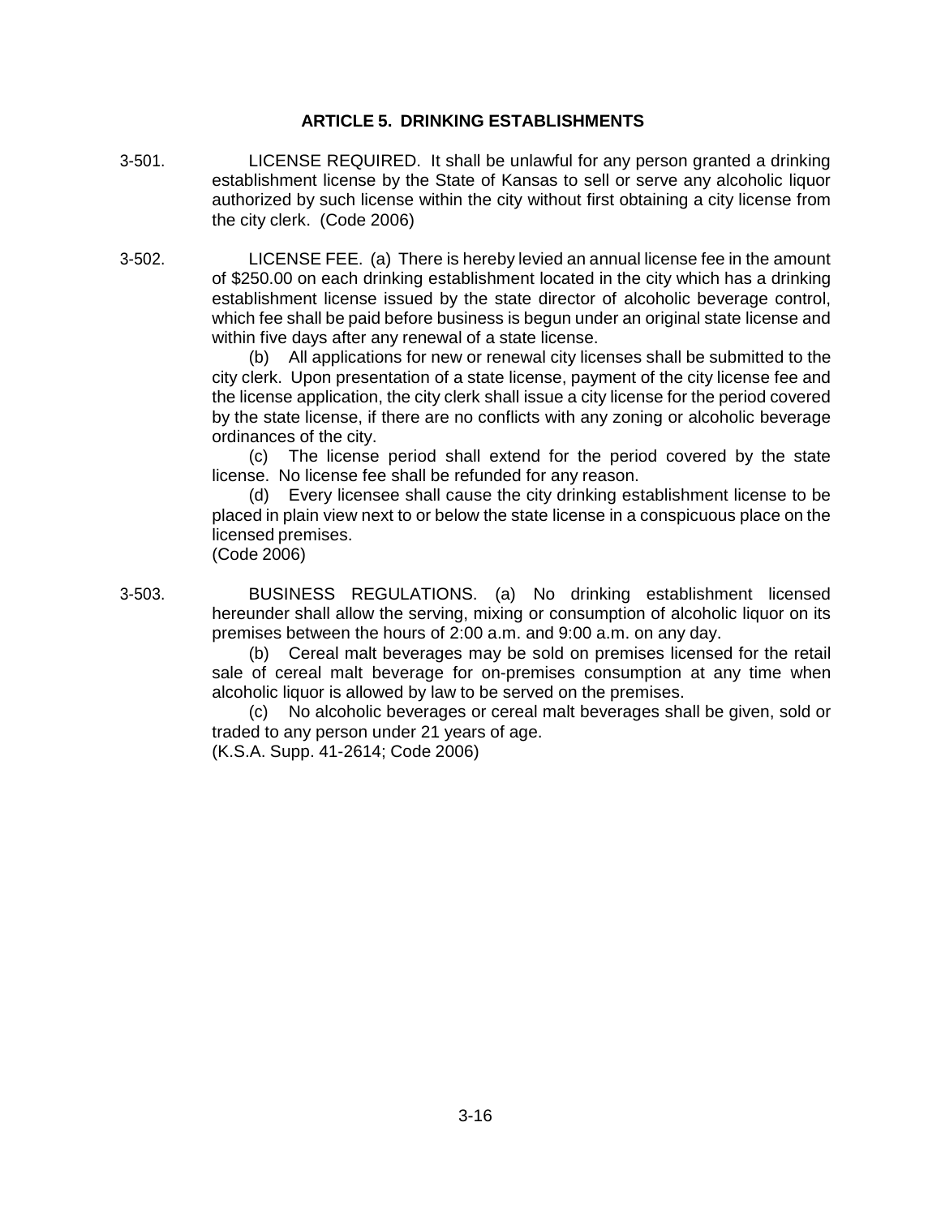## ARTICLE 5. DRINKING ESTABLISHMENTS

3-501. LICENSE REQUIRED. It shall be unlawful for any person granted a drinking establishment license by the State of Kansas to sell or serve any alcoholic liquor authorized by such license within the city without first obtaining a city license from the city clerk. (Code 2006)

3-502. LICENSE FEE. (a) There is hereby levied an annual license fee in the amount of $250.00 on each drinking establishment located in the city which has a drinking establishment license issued by the state director of alcoholic beverage control, which fee shall be paid before business is begun under an original state license and within five days after any renewal of a state license.

(b) All applications for new or renewal city licenses shall be submitted to the city clerk. Upon presentation of a state license, payment of the city license fee and the license application, the city clerk shall issue a city license for the period covered by the state license, if there are no conflicts with any zoning or alcoholic beverage ordinances of the city.

(c) The license period shall extend for the period covered by the state license. No license fee shall be refunded for any reason.

(d) Every licensee shall cause the city drinking establishment license to be placed in plain view next to or below the state license in a conspicuous place on the licensed premises.

(Code 2006)

3-503. BUSINESS REGULATIONS. (a) No drinking establishment licensed hereunder shall allow the serving, mixing or consumption of alcoholic liquor on its premises between the hours of 2:00 a.m. and 9:00 a.m. on any day.

(b) Cereal malt beverages may be sold on premises licensed for the retail sale of cereal malt beverage for on-premises consumption at any time when alcoholic liquor is allowed by law to be served on the premises.

(c) No alcoholic beverages or cereal malt beverages shall be given, sold or traded to any person under 21 years of age.

(K.S.A. Supp. 41-2614; Code 2006)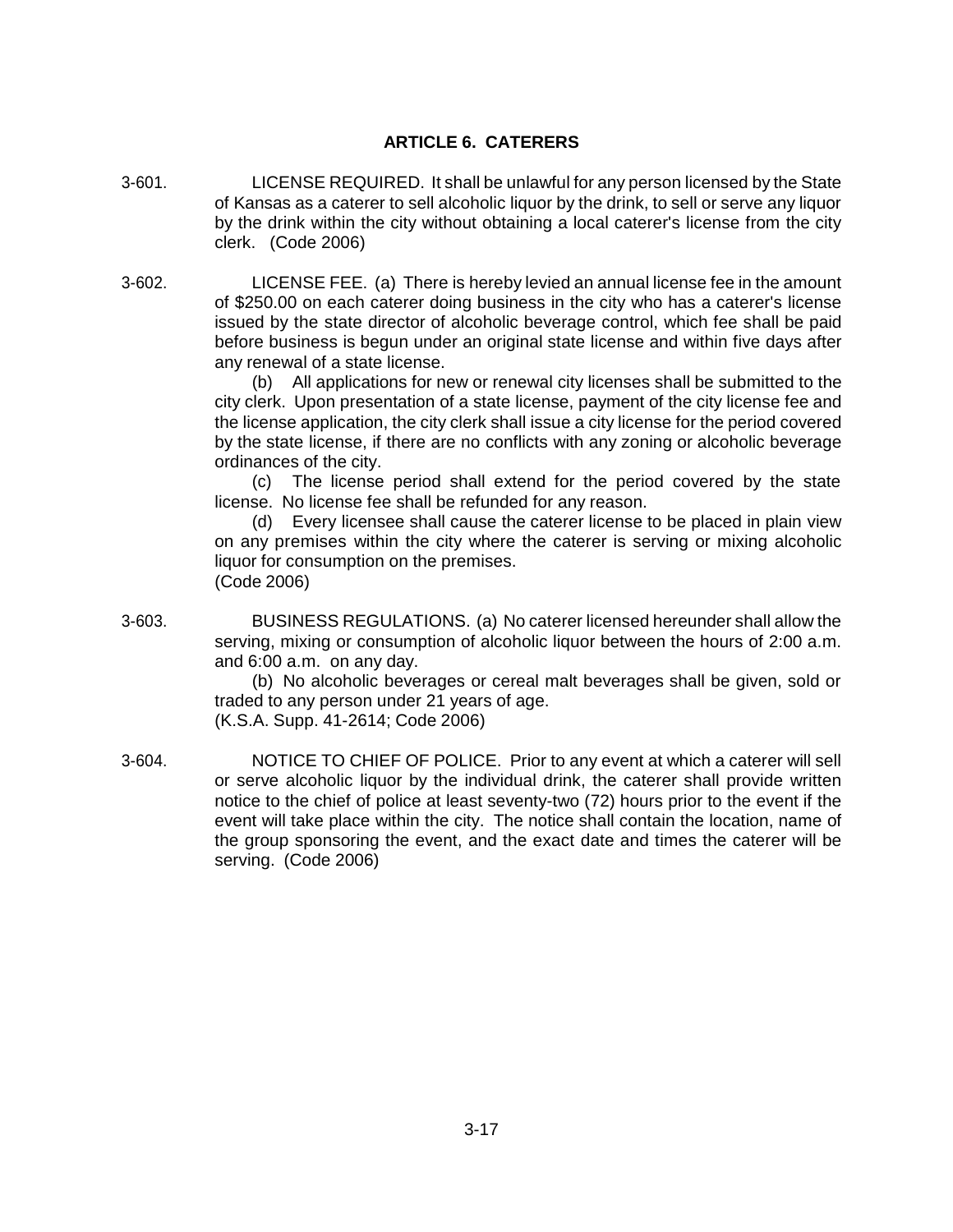## ARTICLE 6. CATERERS

3-601. LICENSE REQUIRED. It shall be unlawful for any person licensed by the State of Kansas as a caterer to sell alcoholic liquor by the drink, to sell or serve any liquor by the drink within the city without obtaining a local caterer's license from the city clerk. (Code 2006)

3-602. LICENSE FEE. (a) There is hereby levied an annual license fee in the amount of $250.00 on each caterer doing business in the city who has a caterer's license issued by the state director of alcoholic beverage control, which fee shall be paid before business is begun under an original state license and within five days after any renewal of a state license.

(b) All applications for new or renewal city licenses shall be submitted to the city clerk. Upon presentation of a state license, payment of the city license fee and the license application, the city clerk shall issue a city license for the period covered by the state license, if there are no conflicts with any zoning or alcoholic beverage ordinances of the city.

(c) The license period shall extend for the period covered by the state license. No license fee shall be refunded for any reason.

(d) Every licensee shall cause the caterer license to be placed in plain view on any premises within the city where the caterer is serving or mixing alcoholic liquor for consumption on the premises.
(Code 2006)

3-603. BUSINESS REGULATIONS. (a) No caterer licensed hereunder shall allow the serving, mixing or consumption of alcoholic liquor between the hours of 2:00 a.m. and 6:00 a.m. on any day.

(b) No alcoholic beverages or cereal malt beverages shall be given, sold or traded to any person under 21 years of age.
(K.S.A. Supp. 41-2614; Code 2006)

3-604. NOTICE TO CHIEF OF POLICE. Prior to any event at which a caterer will sell or serve alcoholic liquor by the individual drink, the caterer shall provide written notice to the chief of police at least seventy-two (72) hours prior to the event if the event will take place within the city. The notice shall contain the location, name of the group sponsoring the event, and the exact date and times the caterer will be serving. (Code 2006)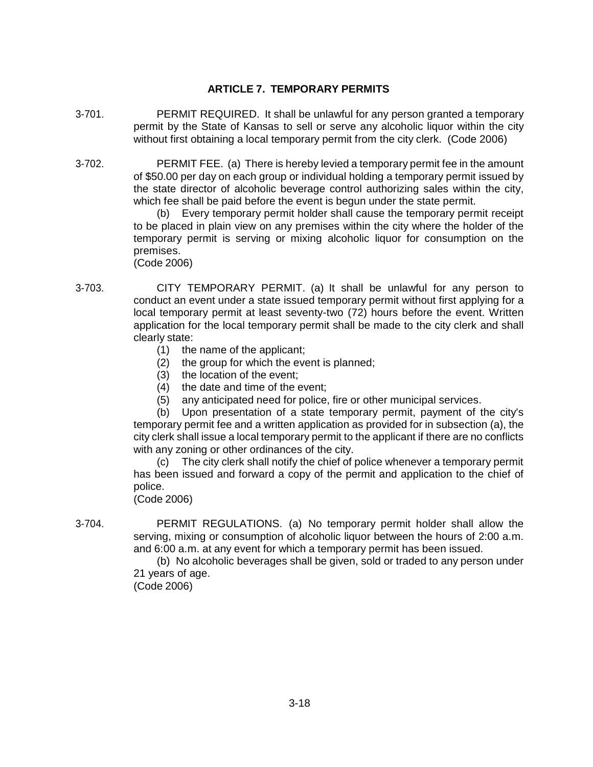## ARTICLE 7. TEMPORARY PERMITS

3-701. PERMIT REQUIRED. It shall be unlawful for any person granted a temporary permit by the State of Kansas to sell or serve any alcoholic liquor within the city without first obtaining a local temporary permit from the city clerk. (Code 2006)

3-702. PERMIT FEE. (a) There is hereby levied a temporary permit fee in the amount of $50.00 per day on each group or individual holding a temporary permit issued by the state director of alcoholic beverage control authorizing sales within the city, which fee shall be paid before the event is begun under the state permit.

(b) Every temporary permit holder shall cause the temporary permit receipt to be placed in plain view on any premises within the city where the holder of the temporary permit is serving or mixing alcoholic liquor for consumption on the premises.
(Code 2006)

3-703. CITY TEMPORARY PERMIT. (a) It shall be unlawful for any person to conduct an event under a state issued temporary permit without first applying for a local temporary permit at least seventy-two (72) hours before the event. Written application for the local temporary permit shall be made to the city clerk and shall clearly state:

(1) the name of the applicant;
(2) the group for which the event is planned;
(3) the location of the event;
(4) the date and time of the event;
(5) any anticipated need for police, fire or other municipal services.

(b) Upon presentation of a state temporary permit, payment of the city's temporary permit fee and a written application as provided for in subsection (a), the city clerk shall issue a local temporary permit to the applicant if there are no conflicts with any zoning or other ordinances of the city.

(c) The city clerk shall notify the chief of police whenever a temporary permit has been issued and forward a copy of the permit and application to the chief of police.
(Code 2006)

3-704. PERMIT REGULATIONS. (a) No temporary permit holder shall allow the serving, mixing or consumption of alcoholic liquor between the hours of 2:00 a.m. and 6:00 a.m. at any event for which a temporary permit has been issued.

(b) No alcoholic beverages shall be given, sold or traded to any person under 21 years of age.
(Code 2006)